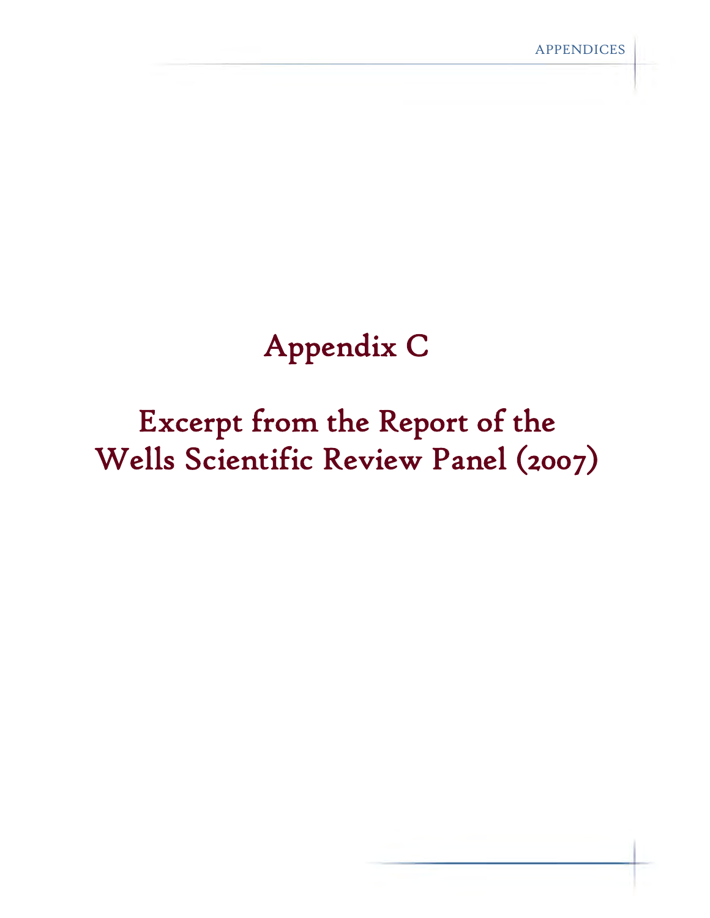# Appendix C

# Excerpt from the Report of the Wells Scientific Review Panel (2007)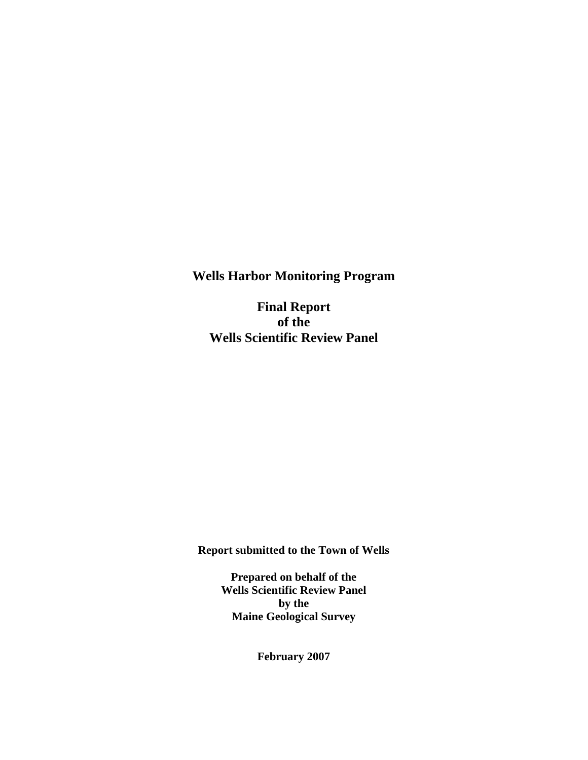# Wells Harbor Monitoring Program

## Final Report of the Wells Scientific Review Panel

**Report submitted to the Town of Wells**

**Prepared on behalf of the Wells Scientific Review Panel by the Maine Geological Survey**

**February 2007**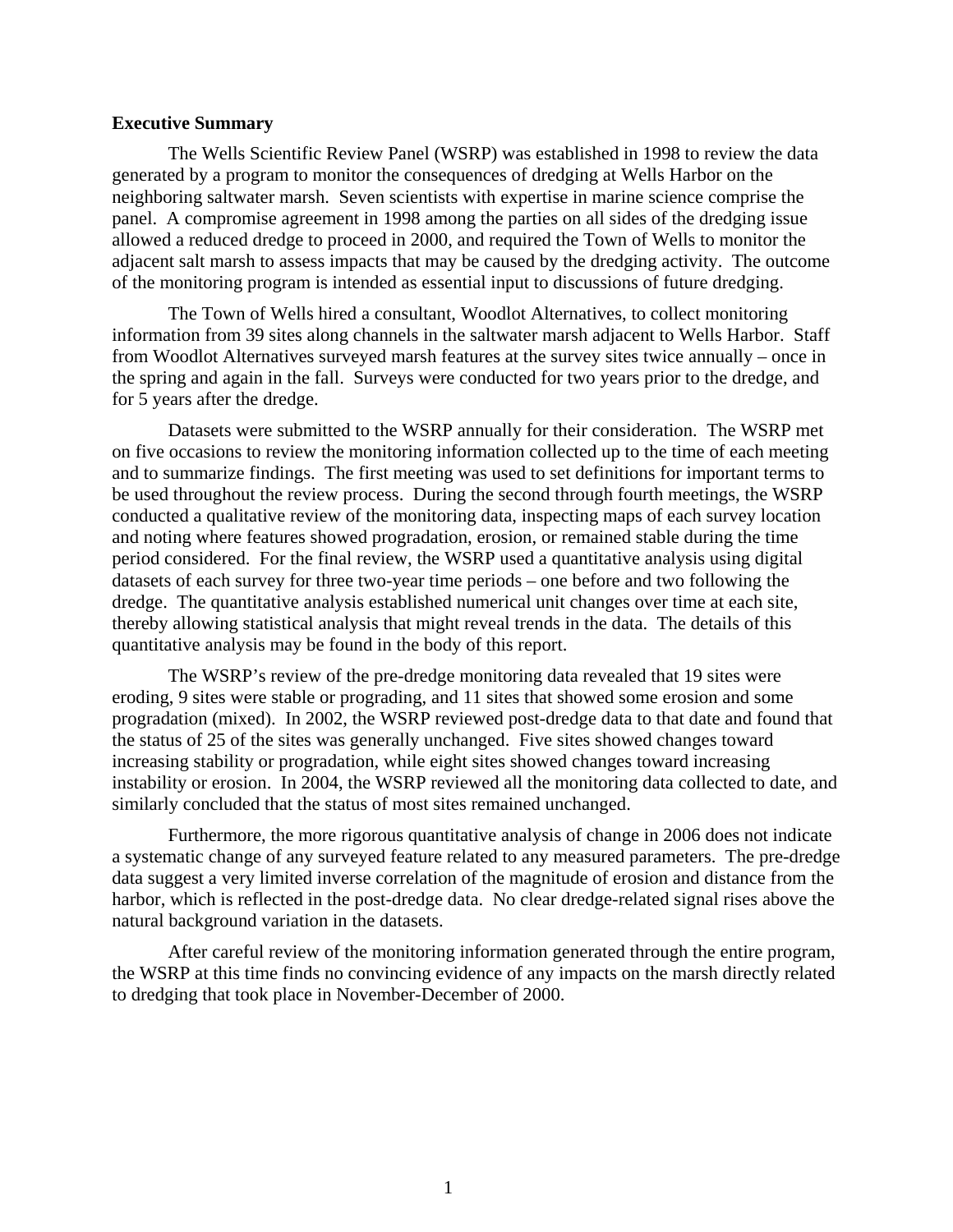## Executive Summary

The Wells Scientific Review Panel (WSRP) was established in 1998 to review the data generated by a program to monitor the consequences of dredging at Wells Harbor on the neighboring saltwater marsh. Seven scientists with expertise in marine science comprise the panel. A compromise agreement in 1998 among the parties on all sides of the dredging issue allowed a reduced dredge to proceed in 2000, and required the Town of Wells to monitor the adjacent salt marsh to assess impacts that may be caused by the dredging activity. The outcome of the monitoring program is intended as essential input to discussions of future dredging.

The Town of Wells hired a consultant, Woodlot Alternatives, to collect monitoring information from 39 sites along channels in the saltwater marsh adjacent to Wells Harbor. Staff from Woodlot Alternatives surveyed marsh features at the survey sites twice annually – once in the spring and again in the fall. Surveys were conducted for two years prior to the dredge, and for 5 years after the dredge.

Datasets were submitted to the WSRP annually for their consideration. The WSRP met on five occasions to review the monitoring information collected up to the time of each meeting and to summarize findings. The first meeting was used to set definitions for important terms to be used throughout the review process. During the second through fourth meetings, the WSRP conducted a qualitative review of the monitoring data, inspecting maps of each survey location and noting where features showed progradation, erosion, or remained stable during the time period considered. For the final review, the WSRP used a quantitative analysis using digital datasets of each survey for three two-year time periods – one before and two following the dredge. The quantitative analysis established numerical unit changes over time at each site, thereby allowing statistical analysis that might reveal trends in the data. The details of this quantitative analysis may be found in the body of this report.

The WSRP's review of the pre-dredge monitoring data revealed that 19 sites were eroding, 9 sites were stable or prograding, and 11 sites that showed some erosion and some progradation (mixed). In 2002, the WSRP reviewed post-dredge data to that date and found that the status of 25 of the sites was generally unchanged. Five sites showed changes toward increasing stability or progradation, while eight sites showed changes toward increasing instability or erosion. In 2004, the WSRP reviewed all the monitoring data collected to date, and similarly concluded that the status of most sites remained unchanged.

Furthermore, the more rigorous quantitative analysis of change in 2006 does not indicate a systematic change of any surveyed feature related to any measured parameters. The pre-dredge data suggest a very limited inverse correlation of the magnitude of erosion and distance from the harbor, which is reflected in the post-dredge data. No clear dredge-related signal rises above the natural background variation in the datasets.

After careful review of the monitoring information generated through the entire program, the WSRP at this time finds no convincing evidence of any impacts on the marsh directly related to dredging that took place in November-December of 2000.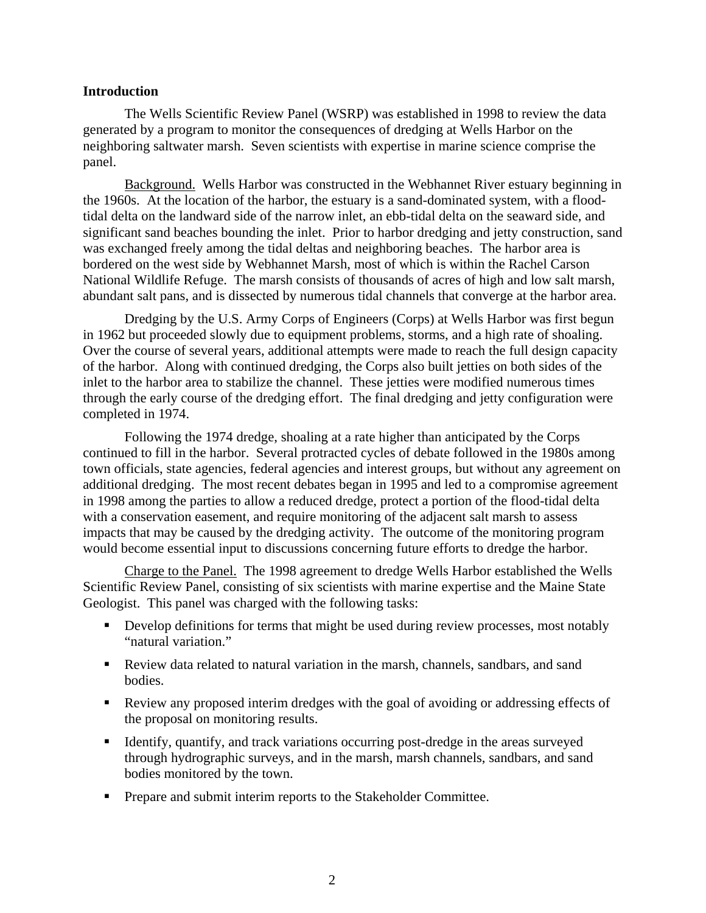## Introduction

The Wells Scientific Review Panel (WSRP) was established in 1998 to review the data generated by a program to monitor the consequences of dredging at Wells Harbor on the neighboring saltwater marsh. Seven scientists with expertise in marine science comprise the panel.

Background. Wells Harbor was constructed in the Webhannet River estuary beginning in the 1960s. At the location of the harbor, the estuary is a sand-dominated system, with a flood-tidal delta on the landward side of the narrow inlet, an ebb-tidal delta on the seaward side, and significant sand beaches bounding the inlet. Prior to harbor dredging and jetty construction, sand was exchanged freely among the tidal deltas and neighboring beaches. The harbor area is bordered on the west side by Webhannet Marsh, most of which is within the Rachel Carson National Wildlife Refuge. The marsh consists of thousands of acres of high and low salt marsh, abundant salt pans, and is dissected by numerous tidal channels that converge at the harbor area.

Dredging by the U.S. Army Corps of Engineers (Corps) at Wells Harbor was first begun in 1962 but proceeded slowly due to equipment problems, storms, and a high rate of shoaling. Over the course of several years, additional attempts were made to reach the full design capacity of the harbor. Along with continued dredging, the Corps also built jetties on both sides of the inlet to the harbor area to stabilize the channel. These jetties were modified numerous times through the early course of the dredging effort. The final dredging and jetty configuration were completed in 1974.

Following the 1974 dredge, shoaling at a rate higher than anticipated by the Corps continued to fill in the harbor. Several protracted cycles of debate followed in the 1980s among town officials, state agencies, federal agencies and interest groups, but without any agreement on additional dredging. The most recent debates began in 1995 and led to a compromise agreement in 1998 among the parties to allow a reduced dredge, protect a portion of the flood-tidal delta with a conservation easement, and require monitoring of the adjacent salt marsh to assess impacts that may be caused by the dredging activity. The outcome of the monitoring program would become essential input to discussions concerning future efforts to dredge the harbor.

Charge to the Panel. The 1998 agreement to dredge Wells Harbor established the Wells Scientific Review Panel, consisting of six scientists with marine expertise and the Maine State Geologist. This panel was charged with the following tasks:

- Develop definitions for terms that might be used during review processes, most notably "natural variation."
- Review data related to natural variation in the marsh, channels, sandbars, and sand bodies.
- Review any proposed interim dredges with the goal of avoiding or addressing effects of the proposal on monitoring results.
- Identify, quantify, and track variations occurring post-dredge in the areas surveyed through hydrographic surveys, and in the marsh, marsh channels, sandbars, and sand bodies monitored by the town.
- Prepare and submit interim reports to the Stakeholder Committee.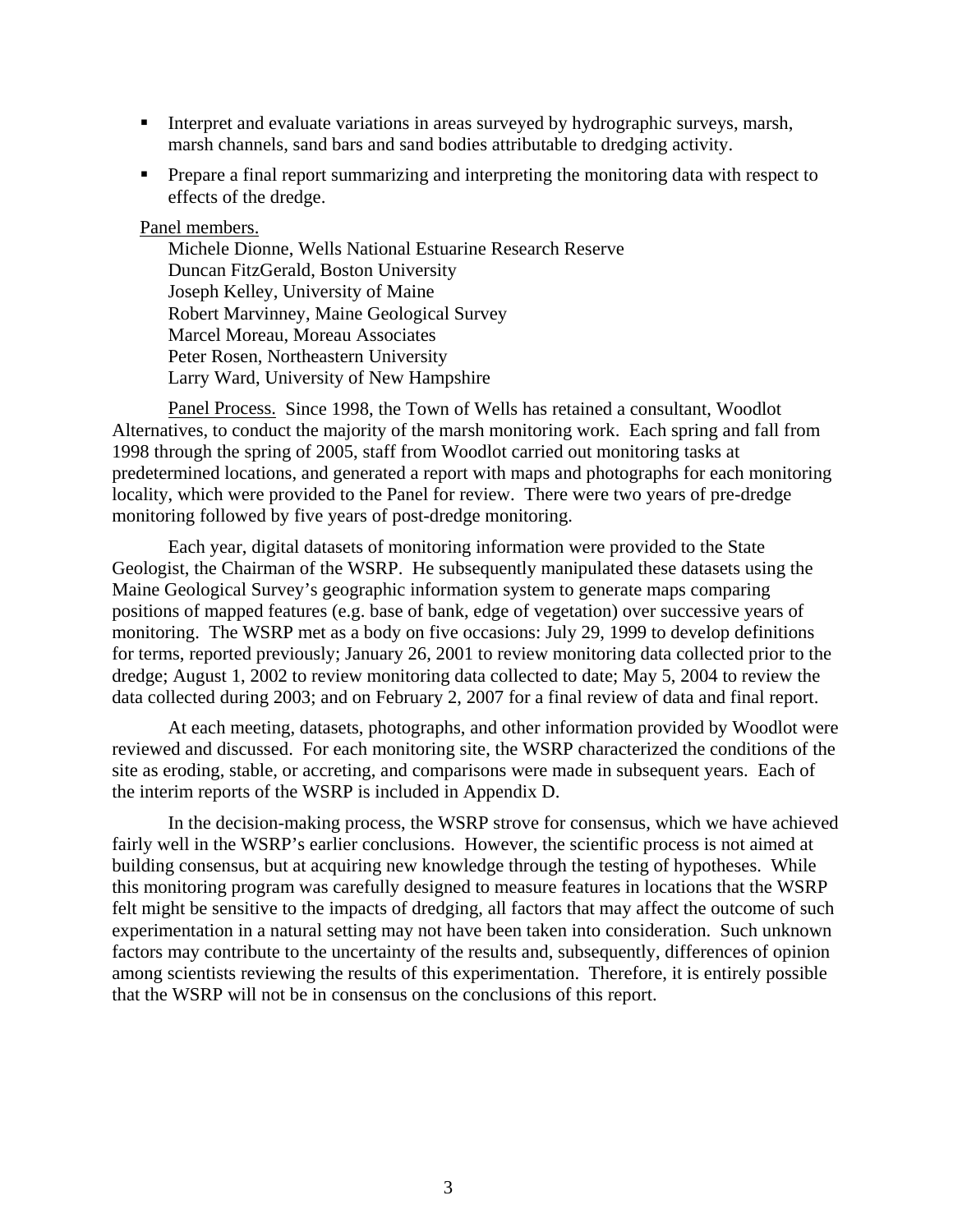- Interpret and evaluate variations in areas surveyed by hydrographic surveys, marsh, marsh channels, sand bars and sand bodies attributable to dredging activity.
- Prepare a final report summarizing and interpreting the monitoring data with respect to effects of the dredge.

Panel members.

Michele Dionne, Wells National Estuarine Research Reserve
Duncan FitzGerald, Boston University
Joseph Kelley, University of Maine
Robert Marvinney, Maine Geological Survey
Marcel Moreau, Moreau Associates
Peter Rosen, Northeastern University
Larry Ward, University of New Hampshire

Panel Process. Since 1998, the Town of Wells has retained a consultant, Woodlot Alternatives, to conduct the majority of the marsh monitoring work. Each spring and fall from 1998 through the spring of 2005, staff from Woodlot carried out monitoring tasks at predetermined locations, and generated a report with maps and photographs for each monitoring locality, which were provided to the Panel for review. There were two years of pre-dredge monitoring followed by five years of post-dredge monitoring.

Each year, digital datasets of monitoring information were provided to the State Geologist, the Chairman of the WSRP. He subsequently manipulated these datasets using the Maine Geological Survey's geographic information system to generate maps comparing positions of mapped features (e.g. base of bank, edge of vegetation) over successive years of monitoring. The WSRP met as a body on five occasions: July 29, 1999 to develop definitions for terms, reported previously; January 26, 2001 to review monitoring data collected prior to the dredge; August 1, 2002 to review monitoring data collected to date; May 5, 2004 to review the data collected during 2003; and on February 2, 2007 for a final review of data and final report.

At each meeting, datasets, photographs, and other information provided by Woodlot were reviewed and discussed. For each monitoring site, the WSRP characterized the conditions of the site as eroding, stable, or accreting, and comparisons were made in subsequent years. Each of the interim reports of the WSRP is included in Appendix D.

In the decision-making process, the WSRP strove for consensus, which we have achieved fairly well in the WSRP's earlier conclusions. However, the scientific process is not aimed at building consensus, but at acquiring new knowledge through the testing of hypotheses. While this monitoring program was carefully designed to measure features in locations that the WSRP felt might be sensitive to the impacts of dredging, all factors that may affect the outcome of such experimentation in a natural setting may not have been taken into consideration. Such unknown factors may contribute to the uncertainty of the results and, subsequently, differences of opinion among scientists reviewing the results of this experimentation. Therefore, it is entirely possible that the WSRP will not be in consensus on the conclusions of this report.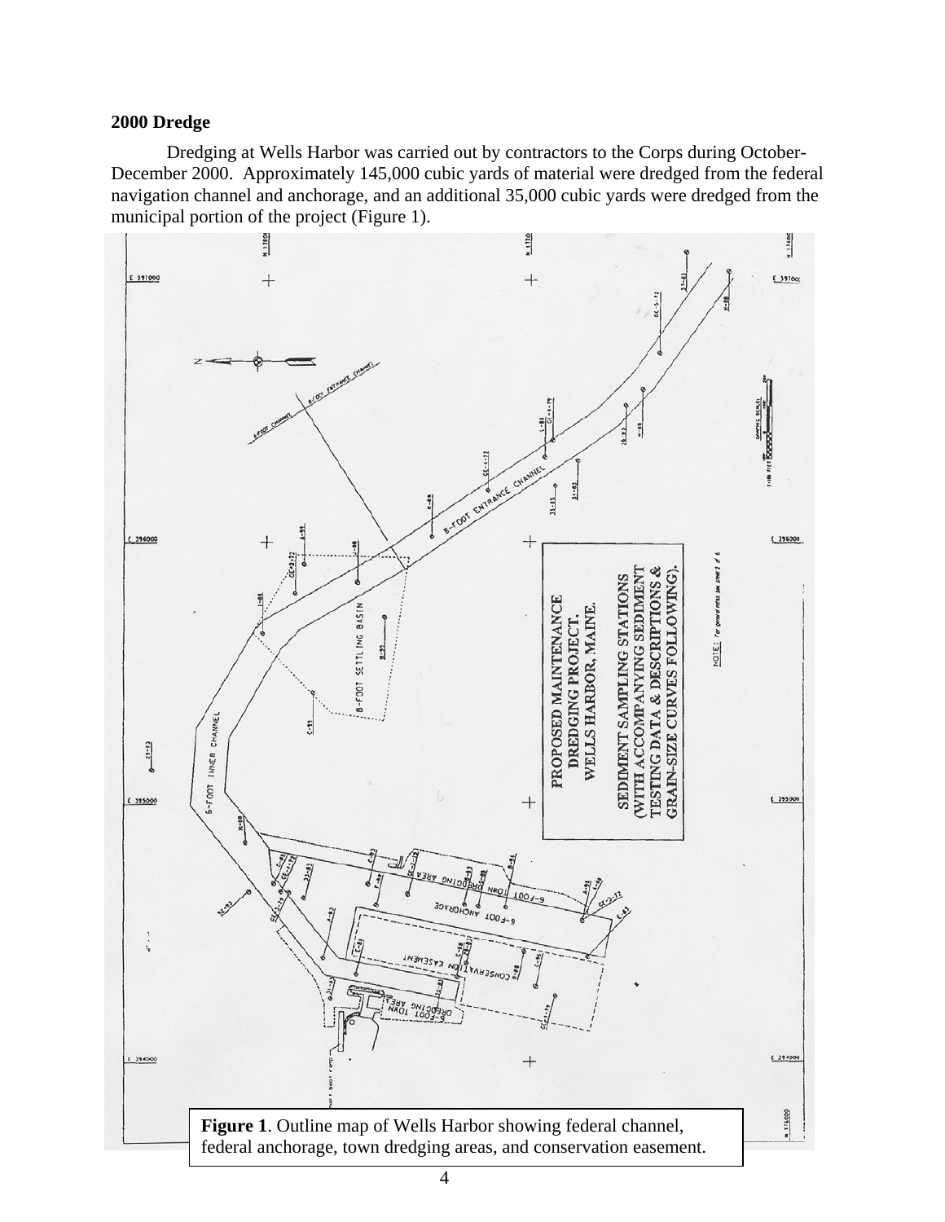## 2000 Dredge

Dredging at Wells Harbor was carried out by contractors to the Corps during October-December 2000. Approximately 145,000 cubic yards of material were dredged from the federal navigation channel and anchorage, and an additional 35,000 cubic yards were dredged from the municipal portion of the project (Figure 1).

**Figure 1**. Outline map of Wells Harbor showing federal channel, federal anchorage, town dredging areas, and conservation easement.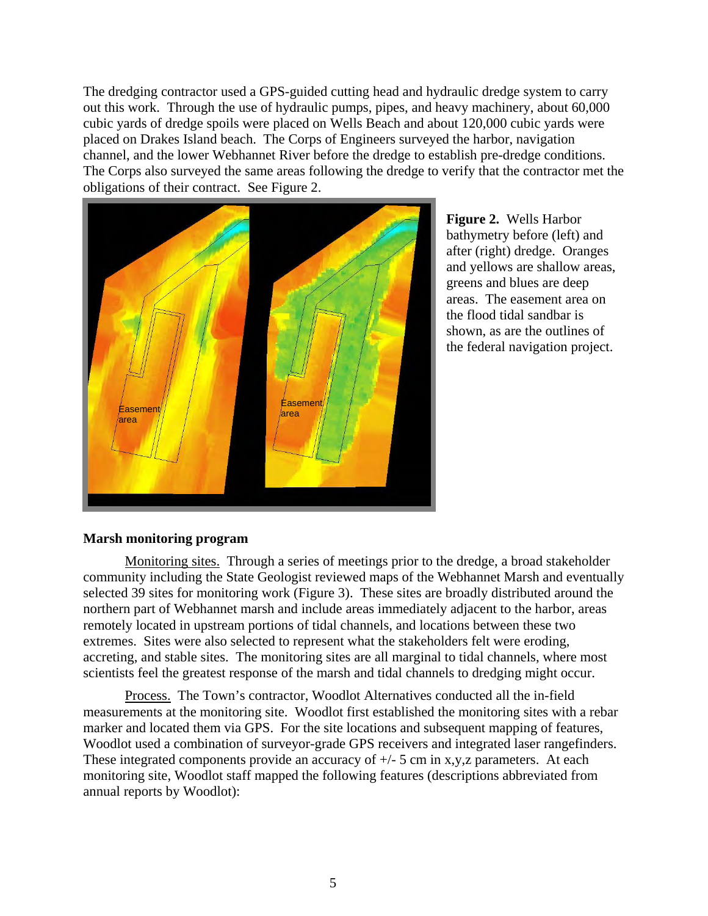The dredging contractor used a GPS-guided cutting head and hydraulic dredge system to carry out this work. Through the use of hydraulic pumps, pipes, and heavy machinery, about 60,000 cubic yards of dredge spoils were placed on Wells Beach and about 120,000 cubic yards were placed on Drakes Island beach. The Corps of Engineers surveyed the harbor, navigation channel, and the lower Webhannet River before the dredge to establish pre-dredge conditions. The Corps also surveyed the same areas following the dredge to verify that the contractor met the obligations of their contract. See Figure 2.

**Figure 2.** Wells Harbor bathymetry before (left) and after (right) dredge. Oranges and yellows are shallow areas, greens and blues are deep areas. The easement area on the flood tidal sandbar is shown, as are the outlines of the federal navigation project.

### Marsh monitoring program

Monitoring sites. Through a series of meetings prior to the dredge, a broad stakeholder community including the State Geologist reviewed maps of the Webhannet Marsh and eventually selected 39 sites for monitoring work (Figure 3). These sites are broadly distributed around the northern part of Webhannet marsh and include areas immediately adjacent to the harbor, areas remotely located in upstream portions of tidal channels, and locations between these two extremes. Sites were also selected to represent what the stakeholders felt were eroding, accreting, and stable sites. The monitoring sites are all marginal to tidal channels, where most scientists feel the greatest response of the marsh and tidal channels to dredging might occur.

Process. The Town's contractor, Woodlot Alternatives conducted all the in-field measurements at the monitoring site. Woodlot first established the monitoring sites with a rebar marker and located them via GPS. For the site locations and subsequent mapping of features, Woodlot used a combination of surveyor-grade GPS receivers and integrated laser rangefinders. These integrated components provide an accuracy of +/- 5 cm in x,y,z parameters. At each monitoring site, Woodlot staff mapped the following features (descriptions abbreviated from annual reports by Woodlot):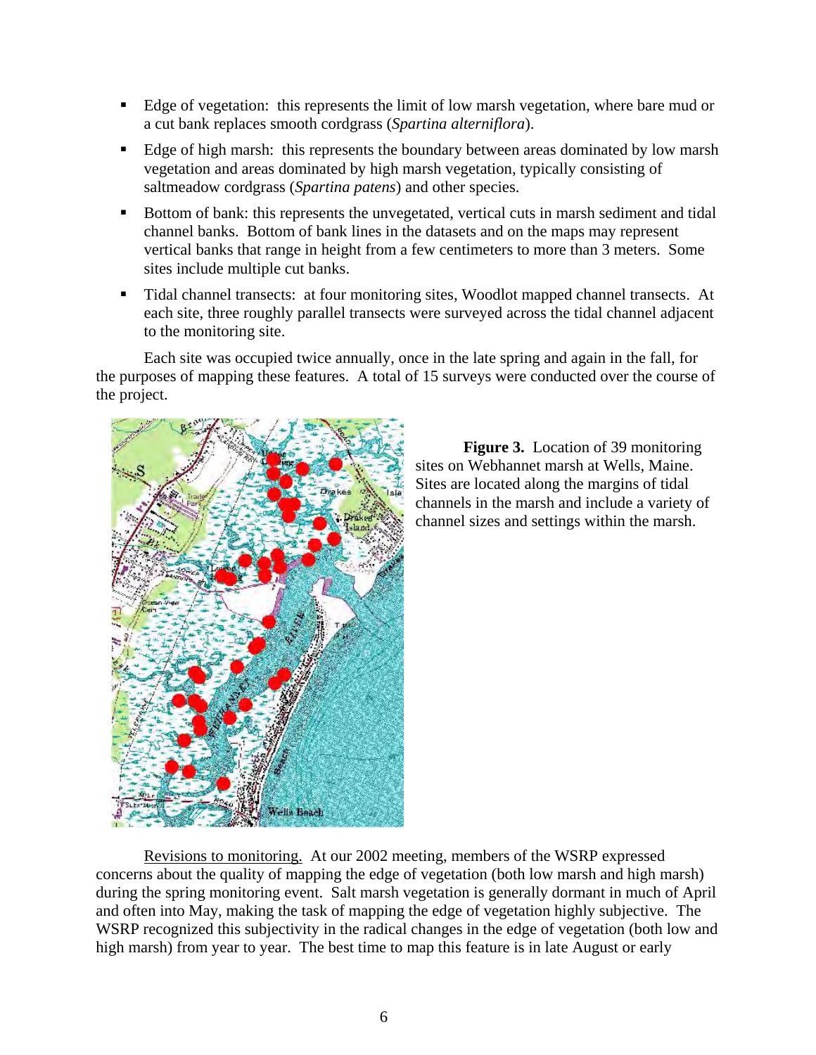- Edge of vegetation: this represents the limit of low marsh vegetation, where bare mud or a cut bank replaces smooth cordgrass (*Spartina alterniflora*).
- Edge of high marsh: this represents the boundary between areas dominated by low marsh vegetation and areas dominated by high marsh vegetation, typically consisting of saltmeadow cordgrass (*Spartina patens*) and other species.
- Bottom of bank: this represents the unvegetated, vertical cuts in marsh sediment and tidal channel banks. Bottom of bank lines in the datasets and on the maps may represent vertical banks that range in height from a few centimeters to more than 3 meters. Some sites include multiple cut banks.
- Tidal channel transects: at four monitoring sites, Woodlot mapped channel transects. At each site, three roughly parallel transects were surveyed across the tidal channel adjacent to the monitoring site.

Each site was occupied twice annually, once in the late spring and again in the fall, for the purposes of mapping these features. A total of 15 surveys were conducted over the course of the project.

**Figure 3.** Location of 39 monitoring sites on Webhannet marsh at Wells, Maine. Sites are located along the margins of tidal channels in the marsh and include a variety of channel sizes and settings within the marsh.

Revisions to monitoring. At our 2002 meeting, members of the WSRP expressed concerns about the quality of mapping the edge of vegetation (both low marsh and high marsh) during the spring monitoring event. Salt marsh vegetation is generally dormant in much of April and often into May, making the task of mapping the edge of vegetation highly subjective. The WSRP recognized this subjectivity in the radical changes in the edge of vegetation (both low and high marsh) from year to year. The best time to map this feature is in late August or early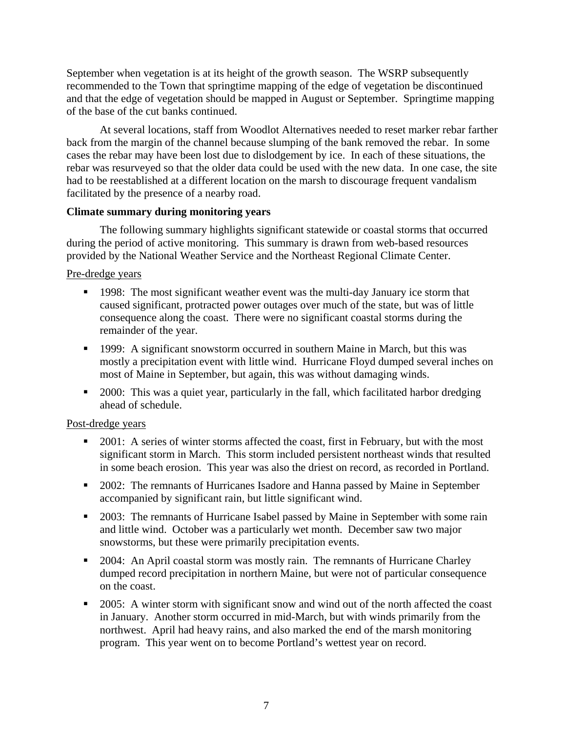September when vegetation is at its height of the growth season. The WSRP subsequently recommended to the Town that springtime mapping of the edge of vegetation be discontinued and that the edge of vegetation should be mapped in August or September. Springtime mapping of the base of the cut banks continued.

At several locations, staff from Woodlot Alternatives needed to reset marker rebar farther back from the margin of the channel because slumping of the bank removed the rebar. In some cases the rebar may have been lost due to dislodgement by ice. In each of these situations, the rebar was resurveyed so that the older data could be used with the new data. In one case, the site had to be reestablished at a different location on the marsh to discourage frequent vandalism facilitated by the presence of a nearby road.

**Climate summary during monitoring years**

The following summary highlights significant statewide or coastal storms that occurred during the period of active monitoring. This summary is drawn from web-based resources provided by the National Weather Service and the Northeast Regional Climate Center.

Pre-dredge years

- 1998: The most significant weather event was the multi-day January ice storm that caused significant, protracted power outages over much of the state, but was of little consequence along the coast. There were no significant coastal storms during the remainder of the year.
- 1999: A significant snowstorm occurred in southern Maine in March, but this was mostly a precipitation event with little wind. Hurricane Floyd dumped several inches on most of Maine in September, but again, this was without damaging winds.
- 2000: This was a quiet year, particularly in the fall, which facilitated harbor dredging ahead of schedule.

Post-dredge years

- 2001: A series of winter storms affected the coast, first in February, but with the most significant storm in March. This storm included persistent northeast winds that resulted in some beach erosion. This year was also the driest on record, as recorded in Portland.
- 2002: The remnants of Hurricanes Isadore and Hanna passed by Maine in September accompanied by significant rain, but little significant wind.
- 2003: The remnants of Hurricane Isabel passed by Maine in September with some rain and little wind. October was a particularly wet month. December saw two major snowstorms, but these were primarily precipitation events.
- 2004: An April coastal storm was mostly rain. The remnants of Hurricane Charley dumped record precipitation in northern Maine, but were not of particular consequence on the coast.
- 2005: A winter storm with significant snow and wind out of the north affected the coast in January. Another storm occurred in mid-March, but with winds primarily from the northwest. April had heavy rains, and also marked the end of the marsh monitoring program. This year went on to become Portland's wettest year on record.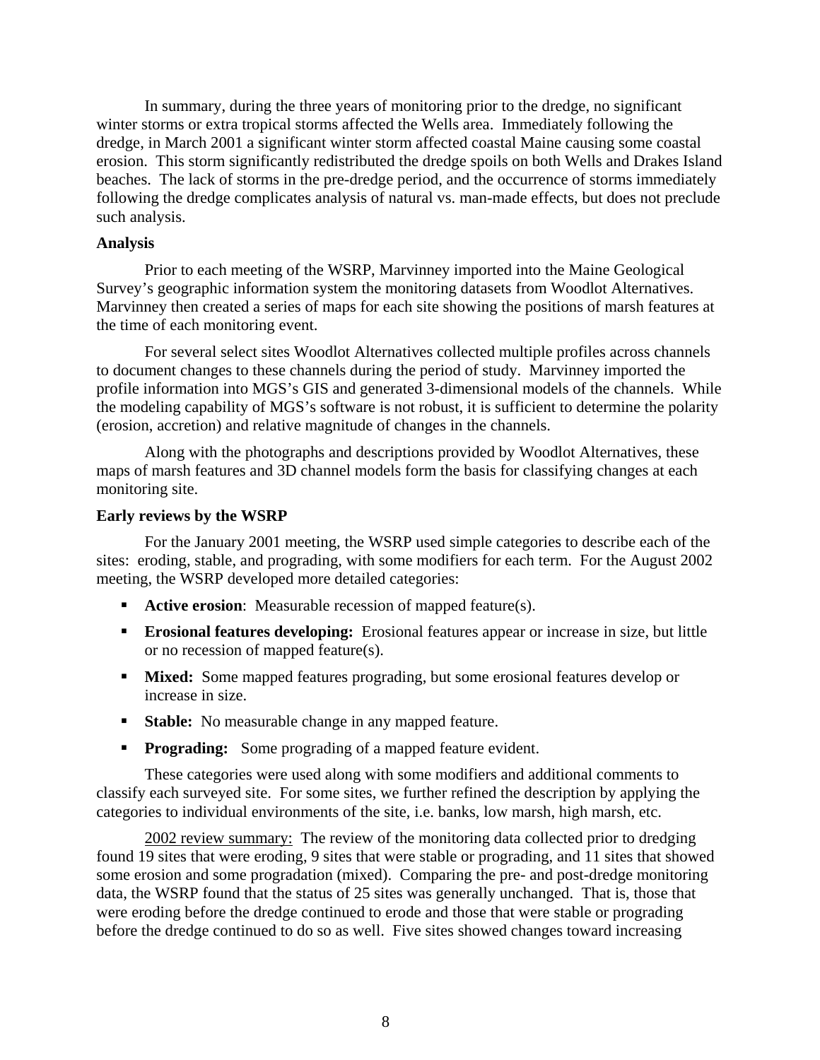In summary, during the three years of monitoring prior to the dredge, no significant winter storms or extra tropical storms affected the Wells area. Immediately following the dredge, in March 2001 a significant winter storm affected coastal Maine causing some coastal erosion. This storm significantly redistributed the dredge spoils on both Wells and Drakes Island beaches. The lack of storms in the pre-dredge period, and the occurrence of storms immediately following the dredge complicates analysis of natural vs. man-made effects, but does not preclude such analysis.

**Analysis**

Prior to each meeting of the WSRP, Marvinney imported into the Maine Geological Survey's geographic information system the monitoring datasets from Woodlot Alternatives. Marvinney then created a series of maps for each site showing the positions of marsh features at the time of each monitoring event.

For several select sites Woodlot Alternatives collected multiple profiles across channels to document changes to these channels during the period of study. Marvinney imported the profile information into MGS's GIS and generated 3-dimensional models of the channels. While the modeling capability of MGS's software is not robust, it is sufficient to determine the polarity (erosion, accretion) and relative magnitude of changes in the channels.

Along with the photographs and descriptions provided by Woodlot Alternatives, these maps of marsh features and 3D channel models form the basis for classifying changes at each monitoring site.

**Early reviews by the WSRP**

For the January 2001 meeting, the WSRP used simple categories to describe each of the sites: eroding, stable, and prograding, with some modifiers for each term. For the August 2002 meeting, the WSRP developed more detailed categories:

- **Active erosion**: Measurable recession of mapped feature(s).
- **Erosional features developing:** Erosional features appear or increase in size, but little or no recession of mapped feature(s).
- **Mixed:** Some mapped features prograding, but some erosional features develop or increase in size.
- **Stable:** No measurable change in any mapped feature.
- **Prograding:** Some prograding of a mapped feature evident.

These categories were used along with some modifiers and additional comments to classify each surveyed site. For some sites, we further refined the description by applying the categories to individual environments of the site, i.e. banks, low marsh, high marsh, etc.

<u>2002 review summary:</u> The review of the monitoring data collected prior to dredging found 19 sites that were eroding, 9 sites that were stable or prograding, and 11 sites that showed some erosion and some progradation (mixed). Comparing the pre- and post-dredge monitoring data, the WSRP found that the status of 25 sites was generally unchanged. That is, those that were eroding before the dredge continued to erode and those that were stable or prograding before the dredge continued to do so as well. Five sites showed changes toward increasing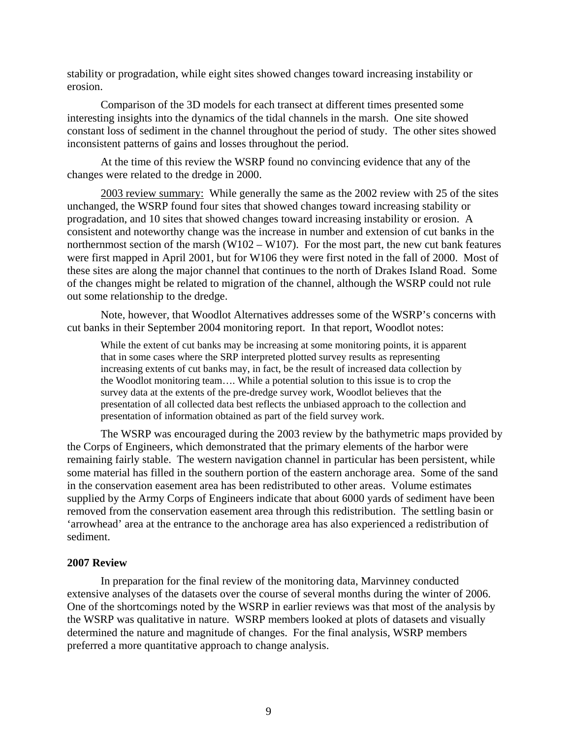stability or progradation, while eight sites showed changes toward increasing instability or erosion.

Comparison of the 3D models for each transect at different times presented some interesting insights into the dynamics of the tidal channels in the marsh. One site showed constant loss of sediment in the channel throughout the period of study. The other sites showed inconsistent patterns of gains and losses throughout the period.

At the time of this review the WSRP found no convincing evidence that any of the changes were related to the dredge in 2000.

2003 review summary: While generally the same as the 2002 review with 25 of the sites unchanged, the WSRP found four sites that showed changes toward increasing stability or progradation, and 10 sites that showed changes toward increasing instability or erosion. A consistent and noteworthy change was the increase in number and extension of cut banks in the northernmost section of the marsh (W102 – W107). For the most part, the new cut bank features were first mapped in April 2001, but for W106 they were first noted in the fall of 2000. Most of these sites are along the major channel that continues to the north of Drakes Island Road. Some of the changes might be related to migration of the channel, although the WSRP could not rule out some relationship to the dredge.

Note, however, that Woodlot Alternatives addresses some of the WSRP's concerns with cut banks in their September 2004 monitoring report. In that report, Woodlot notes:

> While the extent of cut banks may be increasing at some monitoring points, it is apparent that in some cases where the SRP interpreted plotted survey results as representing increasing extents of cut banks may, in fact, be the result of increased data collection by the Woodlot monitoring team…. While a potential solution to this issue is to crop the survey data at the extents of the pre-dredge survey work, Woodlot believes that the presentation of all collected data best reflects the unbiased approach to the collection and presentation of information obtained as part of the field survey work.

The WSRP was encouraged during the 2003 review by the bathymetric maps provided by the Corps of Engineers, which demonstrated that the primary elements of the harbor were remaining fairly stable. The western navigation channel in particular has been persistent, while some material has filled in the southern portion of the eastern anchorage area. Some of the sand in the conservation easement area has been redistributed to other areas. Volume estimates supplied by the Army Corps of Engineers indicate that about 6000 yards of sediment have been removed from the conservation easement area through this redistribution. The settling basin or 'arrowhead' area at the entrance to the anchorage area has also experienced a redistribution of sediment.

**2007 Review**

In preparation for the final review of the monitoring data, Marvinney conducted extensive analyses of the datasets over the course of several months during the winter of 2006. One of the shortcomings noted by the WSRP in earlier reviews was that most of the analysis by the WSRP was qualitative in nature. WSRP members looked at plots of datasets and visually determined the nature and magnitude of changes. For the final analysis, WSRP members preferred a more quantitative approach to change analysis.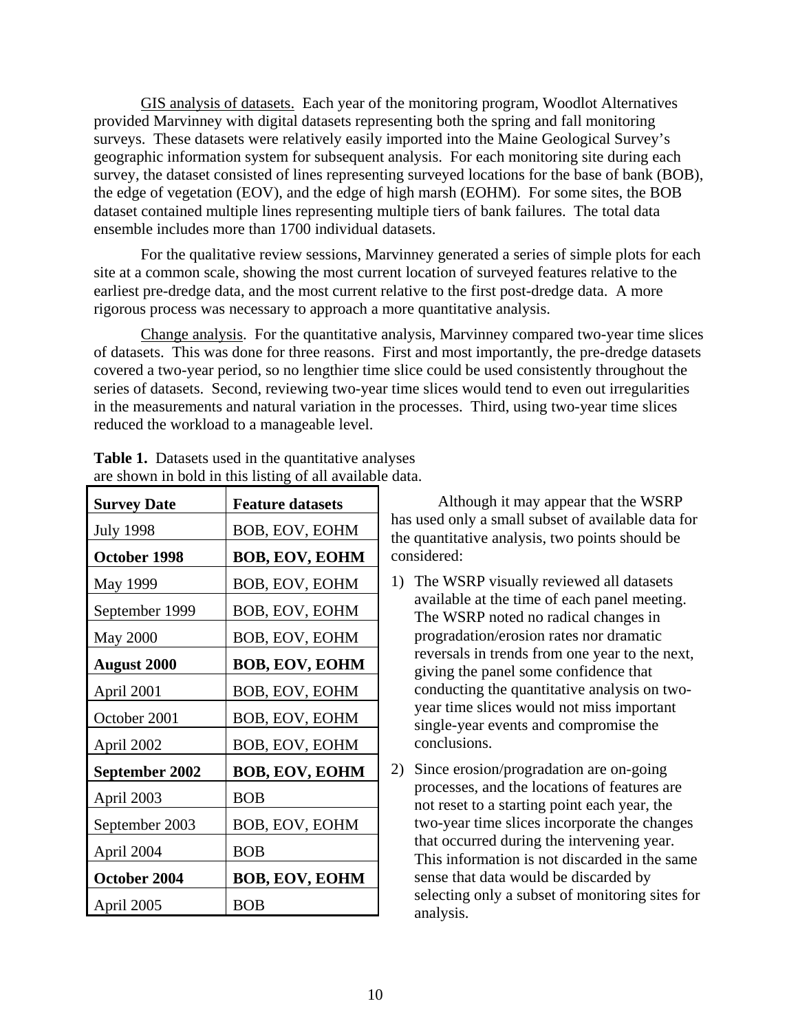GIS analysis of datasets. Each year of the monitoring program, Woodlot Alternatives provided Marvinney with digital datasets representing both the spring and fall monitoring surveys. These datasets were relatively easily imported into the Maine Geological Survey's geographic information system for subsequent analysis. For each monitoring site during each survey, the dataset consisted of lines representing surveyed locations for the base of bank (BOB), the edge of vegetation (EOV), and the edge of high marsh (EOHM). For some sites, the BOB dataset contained multiple lines representing multiple tiers of bank failures. The total data ensemble includes more than 1700 individual datasets.

For the qualitative review sessions, Marvinney generated a series of simple plots for each site at a common scale, showing the most current location of surveyed features relative to the earliest pre-dredge data, and the most current relative to the first post-dredge data. A more rigorous process was necessary to approach a more quantitative analysis.

Change analysis. For the quantitative analysis, Marvinney compared two-year time slices of datasets. This was done for three reasons. First and most importantly, the pre-dredge datasets covered a two-year period, so no lengthier time slice could be used consistently throughout the series of datasets. Second, reviewing two-year time slices would tend to even out irregularities in the measurements and natural variation in the processes. Third, using two-year time slices reduced the workload to a manageable level.

**Table 1.** Datasets used in the quantitative analyses are shown in bold in this listing of all available data.

| **Survey Date** | **Feature datasets** |
|---|---|
| July 1998 | BOB, EOV, EOHM |
| **October 1998** | **BOB, EOV, EOHM** |
| May 1999 | BOB, EOV, EOHM |
| September 1999 | BOB, EOV, EOHM |
| May 2000 | BOB, EOV, EOHM |
| **August 2000** | **BOB, EOV, EOHM** |
| April 2001 | BOB, EOV, EOHM |
| October 2001 | BOB, EOV, EOHM |
| April 2002 | BOB, EOV, EOHM |
| **September 2002** | **BOB, EOV, EOHM** |
| April 2003 | BOB |
| September 2003 | BOB, EOV, EOHM |
| April 2004 | BOB |
| **October 2004** | **BOB, EOV, EOHM** |
| April 2005 | BOB |

Although it may appear that the WSRP has used only a small subset of available data for the quantitative analysis, two points should be considered:

1) The WSRP visually reviewed all datasets available at the time of each panel meeting. The WSRP noted no radical changes in progradation/erosion rates nor dramatic reversals in trends from one year to the next, giving the panel some confidence that conducting the quantitative analysis on two-year time slices would not miss important single-year events and compromise the conclusions.

2) Since erosion/progradation are on-going processes, and the locations of features are not reset to a starting point each year, the two-year time slices incorporate the changes that occurred during the intervening year. This information is not discarded in the same sense that data would be discarded by selecting only a subset of monitoring sites for analysis.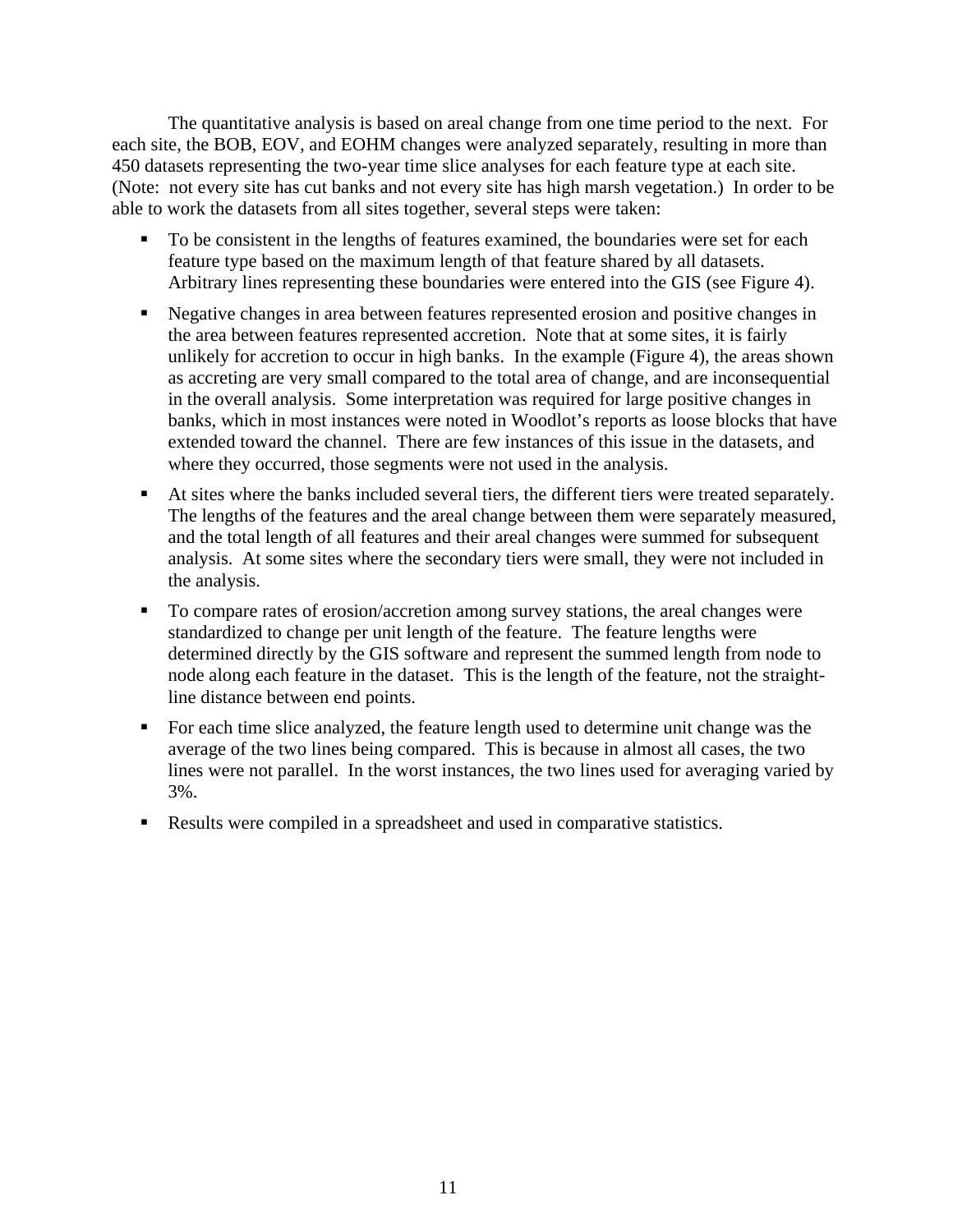The quantitative analysis is based on areal change from one time period to the next. For each site, the BOB, EOV, and EOHM changes were analyzed separately, resulting in more than 450 datasets representing the two-year time slice analyses for each feature type at each site. (Note: not every site has cut banks and not every site has high marsh vegetation.) In order to be able to work the datasets from all sites together, several steps were taken:

- To be consistent in the lengths of features examined, the boundaries were set for each feature type based on the maximum length of that feature shared by all datasets. Arbitrary lines representing these boundaries were entered into the GIS (see Figure 4).
- Negative changes in area between features represented erosion and positive changes in the area between features represented accretion. Note that at some sites, it is fairly unlikely for accretion to occur in high banks. In the example (Figure 4), the areas shown as accreting are very small compared to the total area of change, and are inconsequential in the overall analysis. Some interpretation was required for large positive changes in banks, which in most instances were noted in Woodlot's reports as loose blocks that have extended toward the channel. There are few instances of this issue in the datasets, and where they occurred, those segments were not used in the analysis.
- At sites where the banks included several tiers, the different tiers were treated separately. The lengths of the features and the areal change between them were separately measured, and the total length of all features and their areal changes were summed for subsequent analysis. At some sites where the secondary tiers were small, they were not included in the analysis.
- To compare rates of erosion/accretion among survey stations, the areal changes were standardized to change per unit length of the feature. The feature lengths were determined directly by the GIS software and represent the summed length from node to node along each feature in the dataset. This is the length of the feature, not the straight-line distance between end points.
- For each time slice analyzed, the feature length used to determine unit change was the average of the two lines being compared. This is because in almost all cases, the two lines were not parallel. In the worst instances, the two lines used for averaging varied by 3%.
- Results were compiled in a spreadsheet and used in comparative statistics.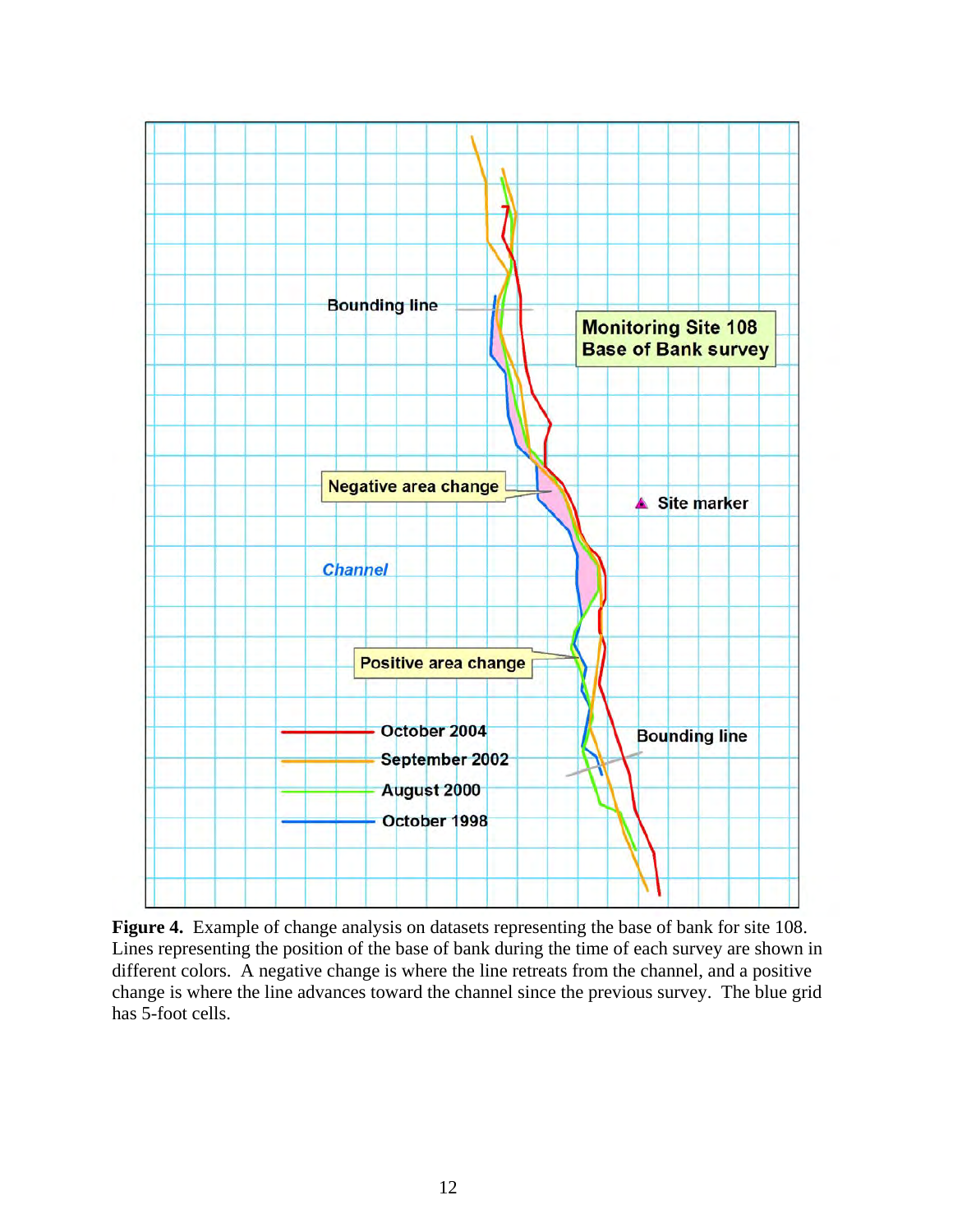**Figure 4.** Example of change analysis on datasets representing the base of bank for site 108. Lines representing the position of the base of bank during the time of each survey are shown in different colors. A negative change is where the line retreats from the channel, and a positive change is where the line advances toward the channel since the previous survey. The blue grid has 5-foot cells.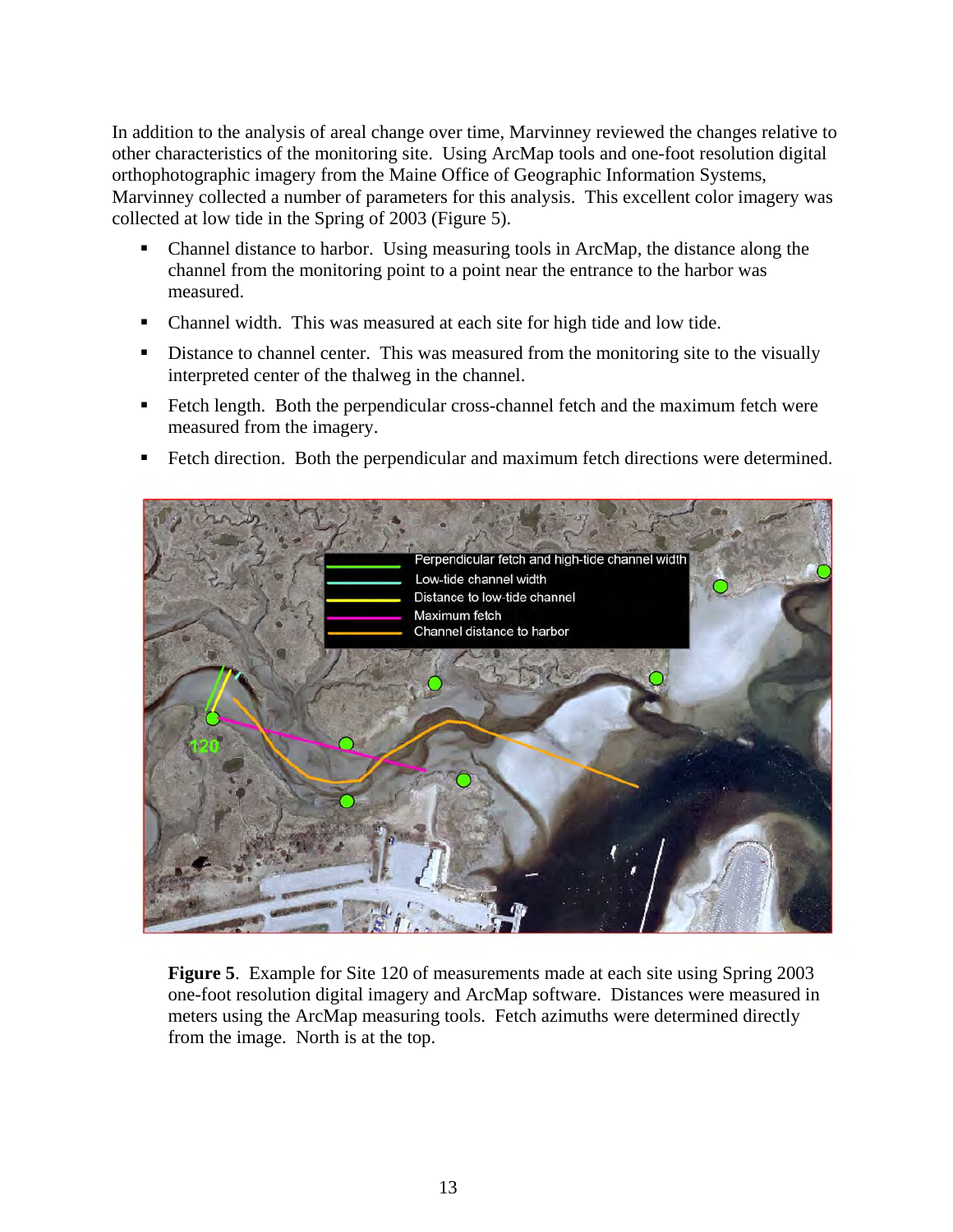In addition to the analysis of areal change over time, Marvinney reviewed the changes relative to other characteristics of the monitoring site. Using ArcMap tools and one-foot resolution digital orthophotographic imagery from the Maine Office of Geographic Information Systems, Marvinney collected a number of parameters for this analysis. This excellent color imagery was collected at low tide in the Spring of 2003 (Figure 5).

- Channel distance to harbor. Using measuring tools in ArcMap, the distance along the channel from the monitoring point to a point near the entrance to the harbor was measured.
- Channel width. This was measured at each site for high tide and low tide.
- Distance to channel center. This was measured from the monitoring site to the visually interpreted center of the thalweg in the channel.
- Fetch length. Both the perpendicular cross-channel fetch and the maximum fetch were measured from the imagery.
- Fetch direction. Both the perpendicular and maximum fetch directions were determined.

**Figure 5**. Example for Site 120 of measurements made at each site using Spring 2003 one-foot resolution digital imagery and ArcMap software. Distances were measured in meters using the ArcMap measuring tools. Fetch azimuths were determined directly from the image. North is at the top.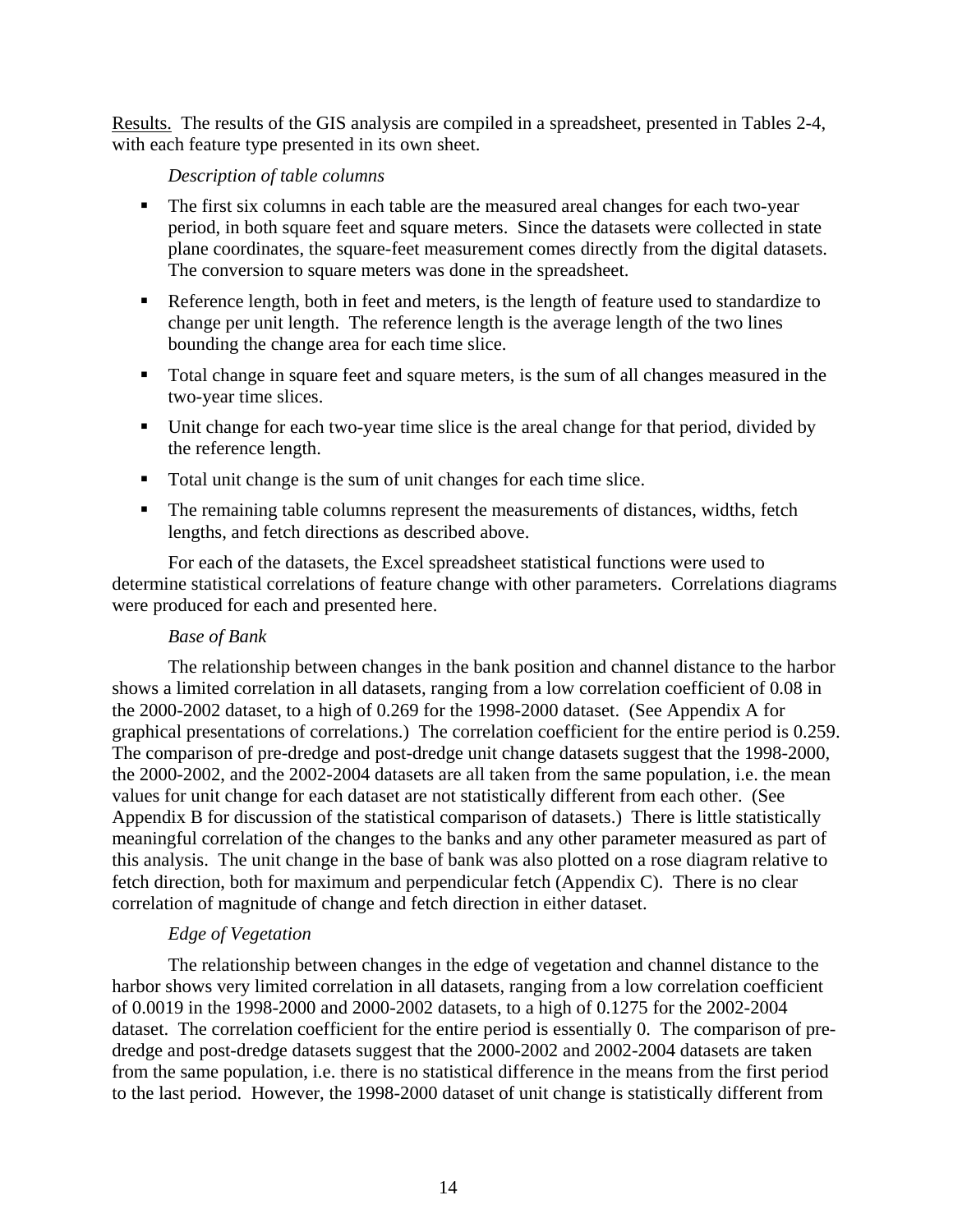Results. The results of the GIS analysis are compiled in a spreadsheet, presented in Tables 2-4, with each feature type presented in its own sheet.

*Description of table columns*

- The first six columns in each table are the measured areal changes for each two-year period, in both square feet and square meters. Since the datasets were collected in state plane coordinates, the square-feet measurement comes directly from the digital datasets. The conversion to square meters was done in the spreadsheet.
- Reference length, both in feet and meters, is the length of feature used to standardize to change per unit length. The reference length is the average length of the two lines bounding the change area for each time slice.
- Total change in square feet and square meters, is the sum of all changes measured in the two-year time slices.
- Unit change for each two-year time slice is the areal change for that period, divided by the reference length.
- Total unit change is the sum of unit changes for each time slice.
- The remaining table columns represent the measurements of distances, widths, fetch lengths, and fetch directions as described above.

For each of the datasets, the Excel spreadsheet statistical functions were used to determine statistical correlations of feature change with other parameters. Correlations diagrams were produced for each and presented here.

*Base of Bank*

The relationship between changes in the bank position and channel distance to the harbor shows a limited correlation in all datasets, ranging from a low correlation coefficient of 0.08 in the 2000-2002 dataset, to a high of 0.269 for the 1998-2000 dataset. (See Appendix A for graphical presentations of correlations.) The correlation coefficient for the entire period is 0.259. The comparison of pre-dredge and post-dredge unit change datasets suggest that the 1998-2000, the 2000-2002, and the 2002-2004 datasets are all taken from the same population, i.e. the mean values for unit change for each dataset are not statistically different from each other. (See Appendix B for discussion of the statistical comparison of datasets.) There is little statistically meaningful correlation of the changes to the banks and any other parameter measured as part of this analysis. The unit change in the base of bank was also plotted on a rose diagram relative to fetch direction, both for maximum and perpendicular fetch (Appendix C). There is no clear correlation of magnitude of change and fetch direction in either dataset.

*Edge of Vegetation*

The relationship between changes in the edge of vegetation and channel distance to the harbor shows very limited correlation in all datasets, ranging from a low correlation coefficient of 0.0019 in the 1998-2000 and 2000-2002 datasets, to a high of 0.1275 for the 2002-2004 dataset. The correlation coefficient for the entire period is essentially 0. The comparison of pre-dredge and post-dredge datasets suggest that the 2000-2002 and 2002-2004 datasets are taken from the same population, i.e. there is no statistical difference in the means from the first period to the last period. However, the 1998-2000 dataset of unit change is statistically different from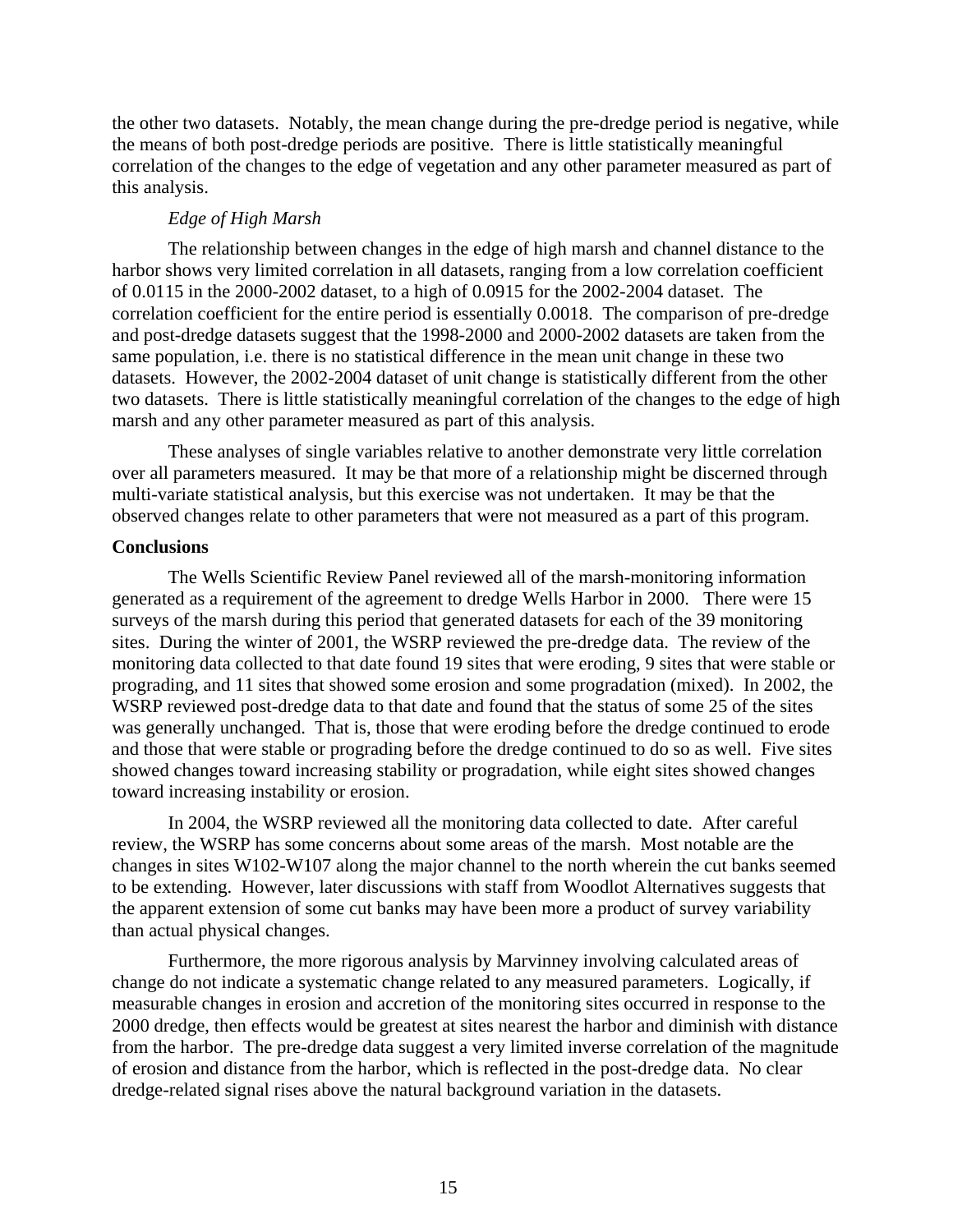the other two datasets. Notably, the mean change during the pre-dredge period is negative, while the means of both post-dredge periods are positive. There is little statistically meaningful correlation of the changes to the edge of vegetation and any other parameter measured as part of this analysis.

*Edge of High Marsh*

The relationship between changes in the edge of high marsh and channel distance to the harbor shows very limited correlation in all datasets, ranging from a low correlation coefficient of 0.0115 in the 2000-2002 dataset, to a high of 0.0915 for the 2002-2004 dataset. The correlation coefficient for the entire period is essentially 0.0018. The comparison of pre-dredge and post-dredge datasets suggest that the 1998-2000 and 2000-2002 datasets are taken from the same population, i.e. there is no statistical difference in the mean unit change in these two datasets. However, the 2002-2004 dataset of unit change is statistically different from the other two datasets. There is little statistically meaningful correlation of the changes to the edge of high marsh and any other parameter measured as part of this analysis.

These analyses of single variables relative to another demonstrate very little correlation over all parameters measured. It may be that more of a relationship might be discerned through multi-variate statistical analysis, but this exercise was not undertaken. It may be that the observed changes relate to other parameters that were not measured as a part of this program.

**Conclusions**

The Wells Scientific Review Panel reviewed all of the marsh-monitoring information generated as a requirement of the agreement to dredge Wells Harbor in 2000. There were 15 surveys of the marsh during this period that generated datasets for each of the 39 monitoring sites. During the winter of 2001, the WSRP reviewed the pre-dredge data. The review of the monitoring data collected to that date found 19 sites that were eroding, 9 sites that were stable or prograding, and 11 sites that showed some erosion and some progradation (mixed). In 2002, the WSRP reviewed post-dredge data to that date and found that the status of some 25 of the sites was generally unchanged. That is, those that were eroding before the dredge continued to erode and those that were stable or prograding before the dredge continued to do so as well. Five sites showed changes toward increasing stability or progradation, while eight sites showed changes toward increasing instability or erosion.

In 2004, the WSRP reviewed all the monitoring data collected to date. After careful review, the WSRP has some concerns about some areas of the marsh. Most notable are the changes in sites W102-W107 along the major channel to the north wherein the cut banks seemed to be extending. However, later discussions with staff from Woodlot Alternatives suggests that the apparent extension of some cut banks may have been more a product of survey variability than actual physical changes.

Furthermore, the more rigorous analysis by Marvinney involving calculated areas of change do not indicate a systematic change related to any measured parameters. Logically, if measurable changes in erosion and accretion of the monitoring sites occurred in response to the 2000 dredge, then effects would be greatest at sites nearest the harbor and diminish with distance from the harbor. The pre-dredge data suggest a very limited inverse correlation of the magnitude of erosion and distance from the harbor, which is reflected in the post-dredge data. No clear dredge-related signal rises above the natural background variation in the datasets.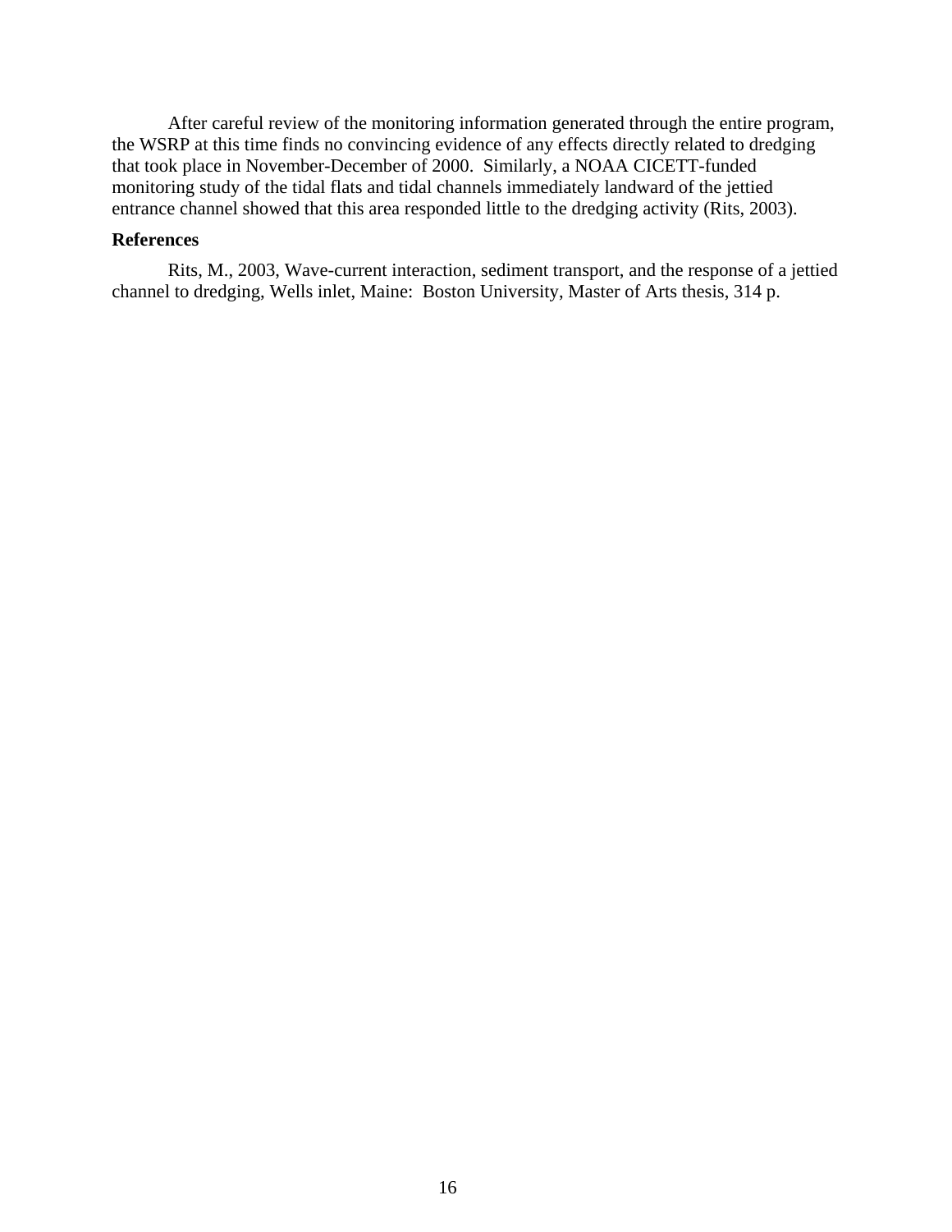After careful review of the monitoring information generated through the entire program, the WSRP at this time finds no convincing evidence of any effects directly related to dredging that took place in November-December of 2000. Similarly, a NOAA CICETT-funded monitoring study of the tidal flats and tidal channels immediately landward of the jettied entrance channel showed that this area responded little to the dredging activity (Rits, 2003).

**References**

Rits, M., 2003, Wave-current interaction, sediment transport, and the response of a jettied channel to dredging, Wells inlet, Maine: Boston University, Master of Arts thesis, 314 p.